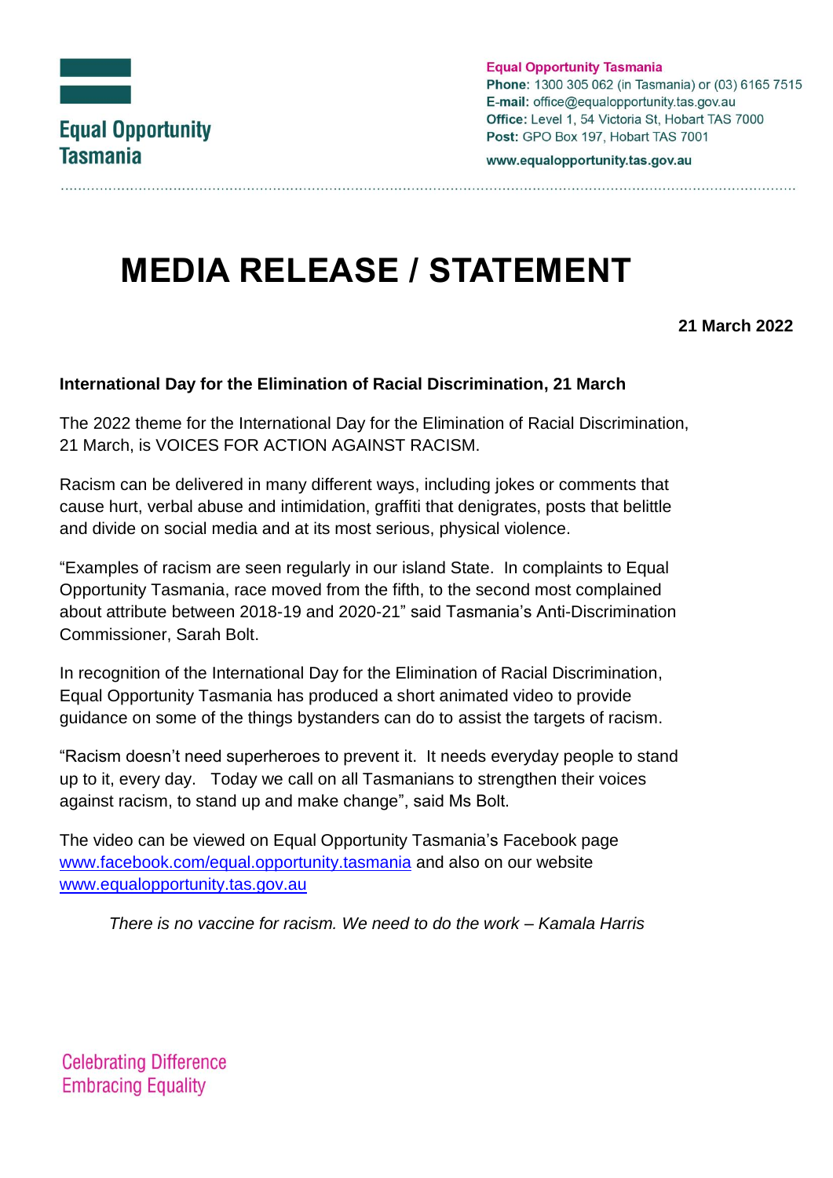Equal Opportunity Tasmania

**Equal Opportunity Tasmania**
**Phone:** 1300 305 062 (in Tasmania) or (03) 6165 7515
**E-mail:** office@equalopportunity.tas.gov.au
**Office:** Level 1, 54 Victoria St, Hobart TAS 7000
**Post:** GPO Box 197, Hobart TAS 7001

**www.equalopportunity.tas.gov.au**

# MEDIA RELEASE / STATEMENT

**21 March 2022**

**International Day for the Elimination of Racial Discrimination, 21 March**

The 2022 theme for the International Day for the Elimination of Racial Discrimination, 21 March, is VOICES FOR ACTION AGAINST RACISM.

Racism can be delivered in many different ways, including jokes or comments that cause hurt, verbal abuse and intimidation, graffiti that denigrates, posts that belittle and divide on social media and at its most serious, physical violence.

"Examples of racism are seen regularly in our island State. In complaints to Equal Opportunity Tasmania, race moved from the fifth, to the second most complained about attribute between 2018-19 and 2020-21" said Tasmania's Anti-Discrimination Commissioner, Sarah Bolt.

In recognition of the International Day for the Elimination of Racial Discrimination, Equal Opportunity Tasmania has produced a short animated video to provide guidance on some of the things bystanders can do to assist the targets of racism.

"Racism doesn't need superheroes to prevent it. It needs everyday people to stand up to it, every day. Today we call on all Tasmanians to strengthen their voices against racism, to stand up and make change", said Ms Bolt.

The video can be viewed on Equal Opportunity Tasmania's Facebook page [www.facebook.com/equal.opportunity.tasmania](http://www.facebook.com/equal.opportunity.tasmania) and also on our website [www.equalopportunity.tas.gov.au](http://www.equalopportunity.tas.gov.au)

*There is no vaccine for racism. We need to do the work – Kamala Harris*

Celebrating Difference
Embracing Equality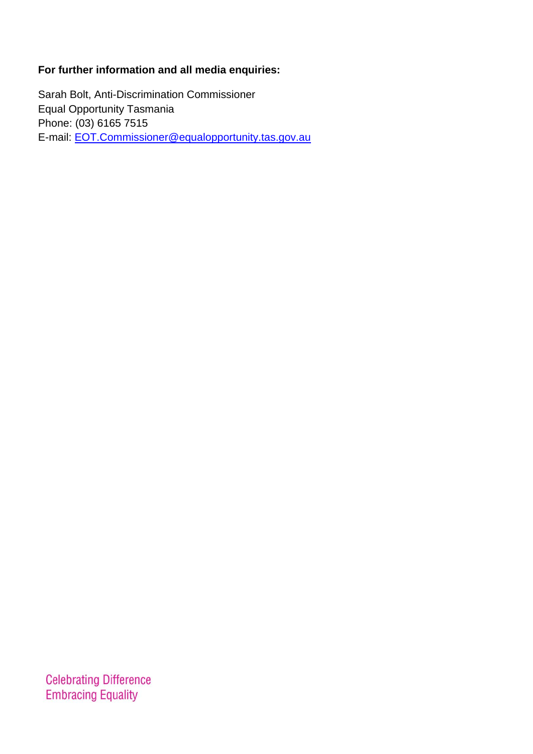**For further information and all media enquiries:**

Sarah Bolt, Anti-Discrimination Commissioner
Equal Opportunity Tasmania
Phone: (03) 6165 7515
E-mail: EOT.Commissioner@equalopportunity.tas.gov.au

Celebrating Difference
Embracing Equality